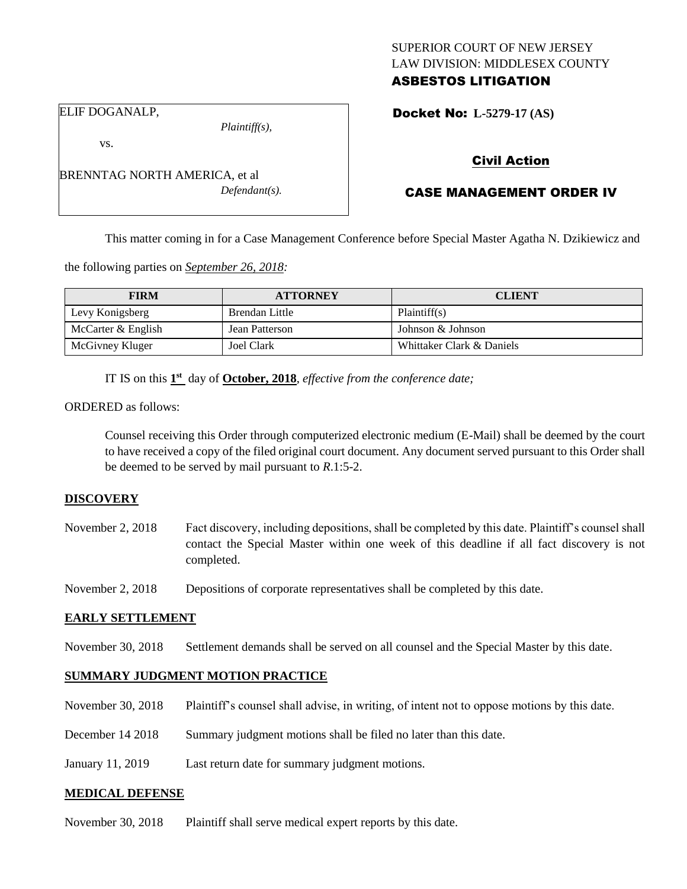SUPERIOR COURT OF NEW JERSEY
LAW DIVISION: MIDDLESEX COUNTY
**ASBESTOS LITIGATION**

ELIF DOGANALP,
*Plaintiff(s),*

vs.

BRENNTAG NORTH AMERICA, et al
*Defendant(s).*

**Docket No: L-5279-17 (AS)**

**Civil Action**

**CASE MANAGEMENT ORDER IV**

This matter coming in for a Case Management Conference before Special Master Agatha N. Dzikiewicz and the following parties on *September 26, 2018:*

| FIRM | ATTORNEY | CLIENT |
| --- | --- | --- |
| Levy Konigsberg | Brendan Little | Plaintiff(s) |
| McCarter & English | Jean Patterson | Johnson & Johnson |
| McGivney Kluger | Joel Clark | Whittaker Clark & Daniels |

IT IS on this **1st** day of **October, 2018**, *effective from the conference date;*

ORDERED as follows:

Counsel receiving this Order through computerized electronic medium (E-Mail) shall be deemed by the court to have received a copy of the filed original court document. Any document served pursuant to this Order shall be deemed to be served by mail pursuant to *R*.1:5-2.

**DISCOVERY**

November 2, 2018 — Fact discovery, including depositions, shall be completed by this date. Plaintiff's counsel shall contact the Special Master within one week of this deadline if all fact discovery is not completed.

November 2, 2018 — Depositions of corporate representatives shall be completed by this date.

**EARLY SETTLEMENT**

November 30, 2018 — Settlement demands shall be served on all counsel and the Special Master by this date.

**SUMMARY JUDGMENT MOTION PRACTICE**

November 30, 2018 — Plaintiff's counsel shall advise, in writing, of intent not to oppose motions by this date.

December 14 2018 — Summary judgment motions shall be filed no later than this date.

January 11, 2019 — Last return date for summary judgment motions.

**MEDICAL DEFENSE**

November 30, 2018 — Plaintiff shall serve medical expert reports by this date.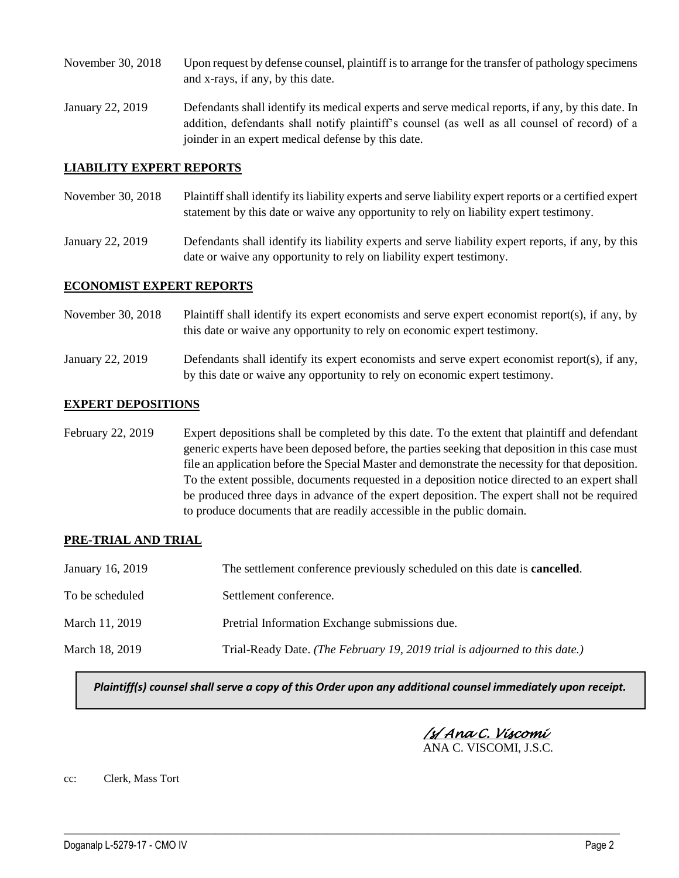| | |
|---|---|
| November 30, 2018 | Upon request by defense counsel, plaintiff is to arrange for the transfer of pathology specimens and x-rays, if any, by this date. |
| January 22, 2019 | Defendants shall identify its medical experts and serve medical reports, if any, by this date. In addition, defendants shall notify plaintiff's counsel (as well as all counsel of record) of a joinder in an expert medical defense by this date. |

## LIABILITY EXPERT REPORTS

| | |
|---|---|
| November 30, 2018 | Plaintiff shall identify its liability experts and serve liability expert reports or a certified expert statement by this date or waive any opportunity to rely on liability expert testimony. |
| January 22, 2019 | Defendants shall identify its liability experts and serve liability expert reports, if any, by this date or waive any opportunity to rely on liability expert testimony. |

## ECONOMIST EXPERT REPORTS

| | |
|---|---|
| November 30, 2018 | Plaintiff shall identify its expert economists and serve expert economist report(s), if any, by this date or waive any opportunity to rely on economic expert testimony. |
| January 22, 2019 | Defendants shall identify its expert economists and serve expert economist report(s), if any, by this date or waive any opportunity to rely on economic expert testimony. |

## EXPERT DEPOSITIONS

| | |
|---|---|
| February 22, 2019 | Expert depositions shall be completed by this date. To the extent that plaintiff and defendant generic experts have been deposed before, the parties seeking that deposition in this case must file an application before the Special Master and demonstrate the necessity for that deposition. To the extent possible, documents requested in a deposition notice directed to an expert shall be produced three days in advance of the expert deposition. The expert shall not be required to produce documents that are readily accessible in the public domain. |

## PRE-TRIAL AND TRIAL

| | |
|---|---|
| January 16, 2019 | The settlement conference previously scheduled on this date is **cancelled**. |
| To be scheduled | Settlement conference. |
| March 11, 2019 | Pretrial Information Exchange submissions due. |
| March 18, 2019 | Trial-Ready Date. *(The February 19, 2019 trial is adjourned to this date.)* |

***Plaintiff(s) counsel shall serve a copy of this Order upon any additional counsel immediately upon receipt.***

*/s/ Ana C. Viscomi*
ANA C. VISCOMI, J.S.C.

cc: Clerk, Mass Tort

Doganalp L-5279-17 - CMO IV